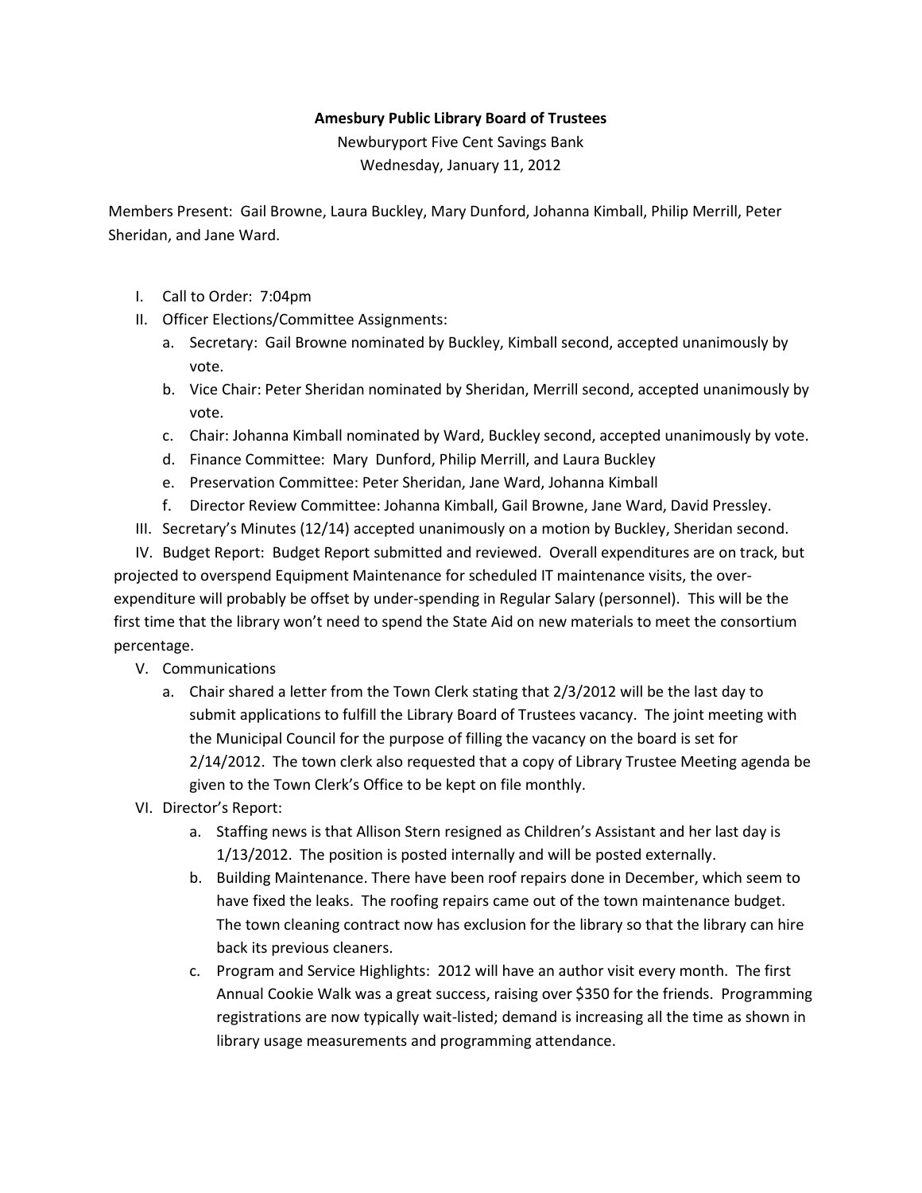**Amesbury Public Library Board of Trustees**

Newburyport Five Cent Savings Bank

Wednesday, January 11, 2012

Members Present: Gail Browne, Laura Buckley, Mary Dunford, Johanna Kimball, Philip Merrill, Peter Sheridan, and Jane Ward.

I. Call to Order: 7:04pm
II. Officer Elections/Committee Assignments:
   a. Secretary: Gail Browne nominated by Buckley, Kimball second, accepted unanimously by vote.
   b. Vice Chair: Peter Sheridan nominated by Sheridan, Merrill second, accepted unanimously by vote.
   c. Chair: Johanna Kimball nominated by Ward, Buckley second, accepted unanimously by vote.
   d. Finance Committee: Mary Dunford, Philip Merrill, and Laura Buckley
   e. Preservation Committee: Peter Sheridan, Jane Ward, Johanna Kimball
   f. Director Review Committee: Johanna Kimball, Gail Browne, Jane Ward, David Pressley.
III. Secretary's Minutes (12/14) accepted unanimously on a motion by Buckley, Sheridan second.
IV. Budget Report: Budget Report submitted and reviewed. Overall expenditures are on track, but projected to overspend Equipment Maintenance for scheduled IT maintenance visits, the over-expenditure will probably be offset by under-spending in Regular Salary (personnel). This will be the first time that the library won't need to spend the State Aid on new materials to meet the consortium percentage.
V. Communications
   a. Chair shared a letter from the Town Clerk stating that 2/3/2012 will be the last day to submit applications to fulfill the Library Board of Trustees vacancy. The joint meeting with the Municipal Council for the purpose of filling the vacancy on the board is set for 2/14/2012. The town clerk also requested that a copy of Library Trustee Meeting agenda be given to the Town Clerk's Office to be kept on file monthly.
VI. Director's Report:
   a. Staffing news is that Allison Stern resigned as Children's Assistant and her last day is 1/13/2012. The position is posted internally and will be posted externally.
   b. Building Maintenance. There have been roof repairs done in December, which seem to have fixed the leaks. The roofing repairs came out of the town maintenance budget. The town cleaning contract now has exclusion for the library so that the library can hire back its previous cleaners.
   c. Program and Service Highlights: 2012 will have an author visit every month. The first Annual Cookie Walk was a great success, raising over $350 for the friends. Programming registrations are now typically wait-listed; demand is increasing all the time as shown in library usage measurements and programming attendance.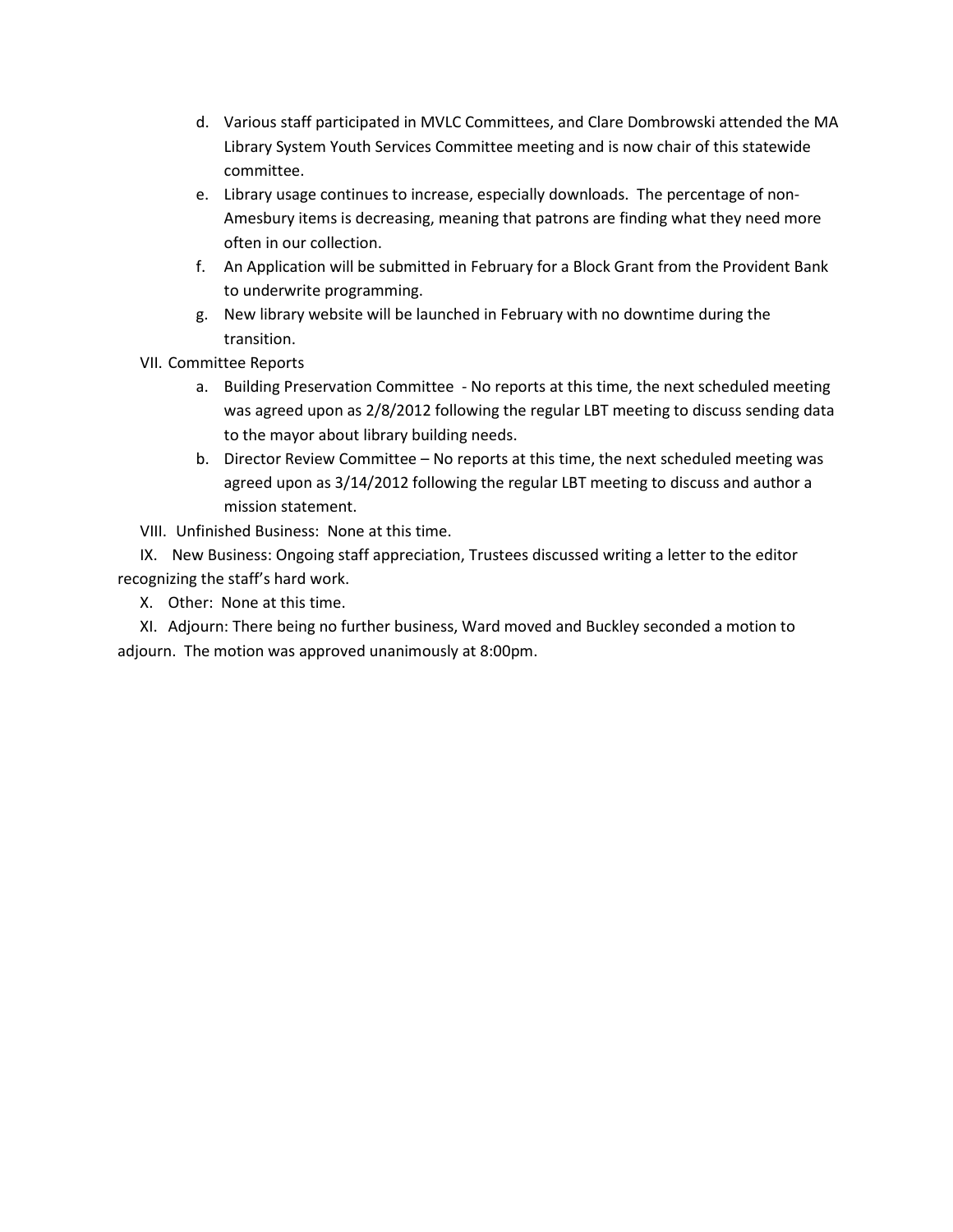d. Various staff participated in MVLC Committees, and Clare Dombrowski attended the MA Library System Youth Services Committee meeting and is now chair of this statewide committee.
e. Library usage continues to increase, especially downloads. The percentage of non-Amesbury items is decreasing, meaning that patrons are finding what they need more often in our collection.
f. An Application will be submitted in February for a Block Grant from the Provident Bank to underwrite programming.
g. New library website will be launched in February with no downtime during the transition.

VII. Committee Reports

a. Building Preservation Committee - No reports at this time, the next scheduled meeting was agreed upon as 2/8/2012 following the regular LBT meeting to discuss sending data to the mayor about library building needs.
b. Director Review Committee – No reports at this time, the next scheduled meeting was agreed upon as 3/14/2012 following the regular LBT meeting to discuss and author a mission statement.

VIII. Unfinished Business: None at this time.

IX. New Business: Ongoing staff appreciation, Trustees discussed writing a letter to the editor recognizing the staff's hard work.

X. Other: None at this time.

XI. Adjourn: There being no further business, Ward moved and Buckley seconded a motion to adjourn. The motion was approved unanimously at 8:00pm.